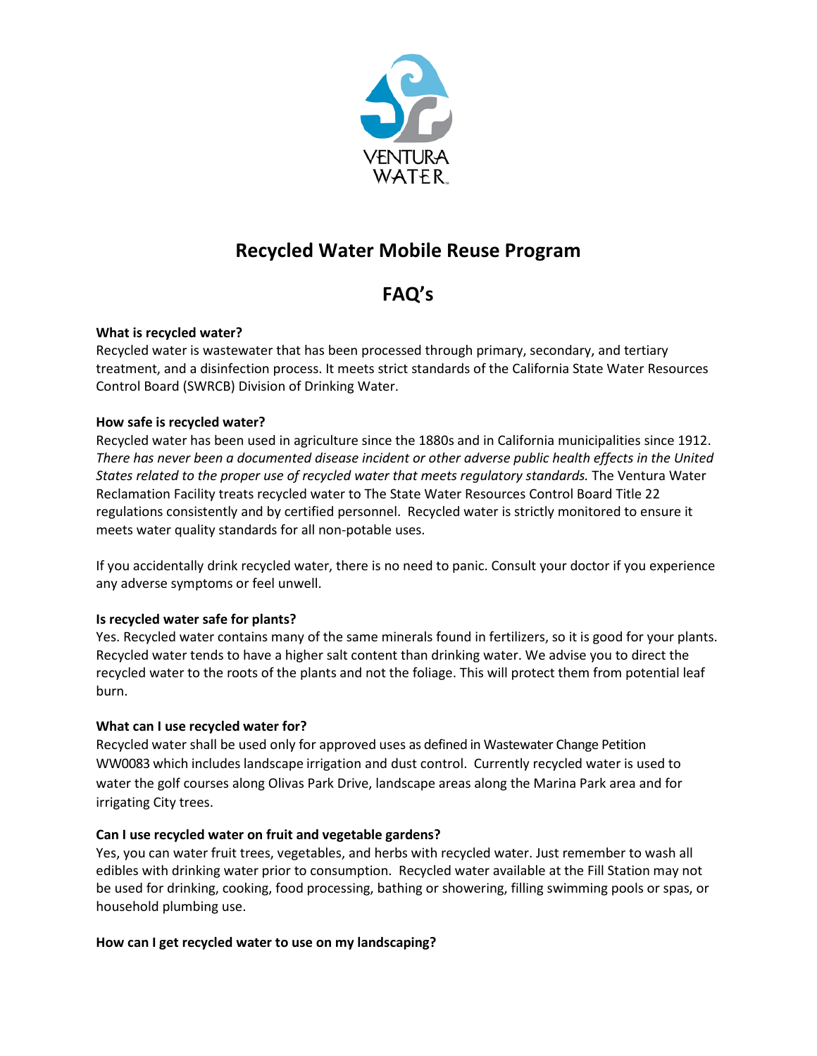VENTURA WATER

# Recycled Water Mobile Reuse Program

# FAQ's

**What is recycled water?**
Recycled water is wastewater that has been processed through primary, secondary, and tertiary treatment, and a disinfection process. It meets strict standards of the California State Water Resources Control Board (SWRCB) Division of Drinking Water.

**How safe is recycled water?**
Recycled water has been used in agriculture since the 1880s and in California municipalities since 1912. *There has never been a documented disease incident or other adverse public health effects in the United States related to the proper use of recycled water that meets regulatory standards.* The Ventura Water Reclamation Facility treats recycled water to The State Water Resources Control Board Title 22 regulations consistently and by certified personnel. Recycled water is strictly monitored to ensure it meets water quality standards for all non-potable uses.

If you accidentally drink recycled water, there is no need to panic. Consult your doctor if you experience any adverse symptoms or feel unwell.

**Is recycled water safe for plants?**
Yes. Recycled water contains many of the same minerals found in fertilizers, so it is good for your plants. Recycled water tends to have a higher salt content than drinking water. We advise you to direct the recycled water to the roots of the plants and not the foliage. This will protect them from potential leaf burn.

**What can I use recycled water for?**
Recycled water shall be used only for approved uses as defined in Wastewater Change Petition WW0083 which includes landscape irrigation and dust control. Currently recycled water is used to water the golf courses along Olivas Park Drive, landscape areas along the Marina Park area and for irrigating City trees.

**Can I use recycled water on fruit and vegetable gardens?**
Yes, you can water fruit trees, vegetables, and herbs with recycled water. Just remember to wash all edibles with drinking water prior to consumption. Recycled water available at the Fill Station may not be used for drinking, cooking, food processing, bathing or showering, filling swimming pools or spas, or household plumbing use.

**How can I get recycled water to use on my landscaping?**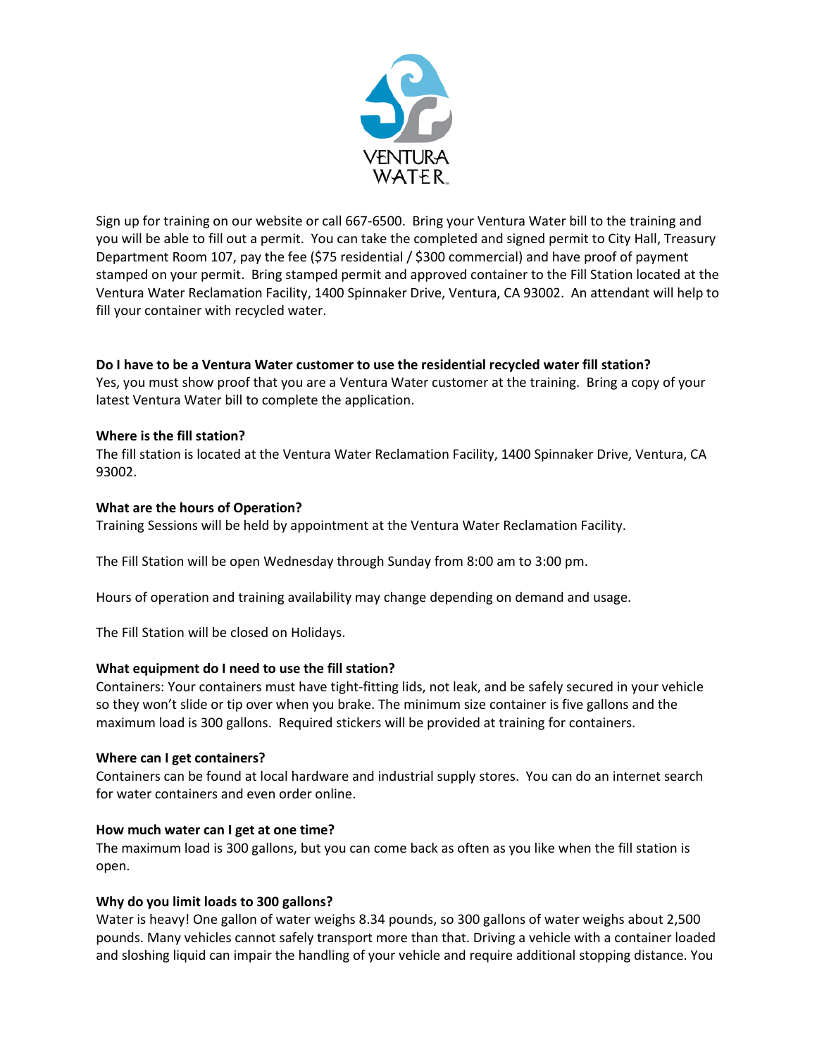Sign up for training on our website or call 667-6500. Bring your Ventura Water bill to the training and you will be able to fill out a permit. You can take the completed and signed permit to City Hall, Treasury Department Room 107, pay the fee ($75 residential / $300 commercial) and have proof of payment stamped on your permit. Bring stamped permit and approved container to the Fill Station located at the Ventura Water Reclamation Facility, 1400 Spinnaker Drive, Ventura, CA 93002. An attendant will help to fill your container with recycled water.

**Do I have to be a Ventura Water customer to use the residential recycled water fill station?**
Yes, you must show proof that you are a Ventura Water customer at the training. Bring a copy of your latest Ventura Water bill to complete the application.

**Where is the fill station?**
The fill station is located at the Ventura Water Reclamation Facility, 1400 Spinnaker Drive, Ventura, CA 93002.

**What are the hours of Operation?**
Training Sessions will be held by appointment at the Ventura Water Reclamation Facility.

The Fill Station will be open Wednesday through Sunday from 8:00 am to 3:00 pm.

Hours of operation and training availability may change depending on demand and usage.

The Fill Station will be closed on Holidays.

**What equipment do I need to use the fill station?**
Containers: Your containers must have tight-fitting lids, not leak, and be safely secured in your vehicle so they won't slide or tip over when you brake. The minimum size container is five gallons and the maximum load is 300 gallons. Required stickers will be provided at training for containers.

**Where can I get containers?**
Containers can be found at local hardware and industrial supply stores. You can do an internet search for water containers and even order online.

**How much water can I get at one time?**
The maximum load is 300 gallons, but you can come back as often as you like when the fill station is open.

**Why do you limit loads to 300 gallons?**
Water is heavy! One gallon of water weighs 8.34 pounds, so 300 gallons of water weighs about 2,500 pounds. Many vehicles cannot safely transport more than that. Driving a vehicle with a container loaded and sloshing liquid can impair the handling of your vehicle and require additional stopping distance. You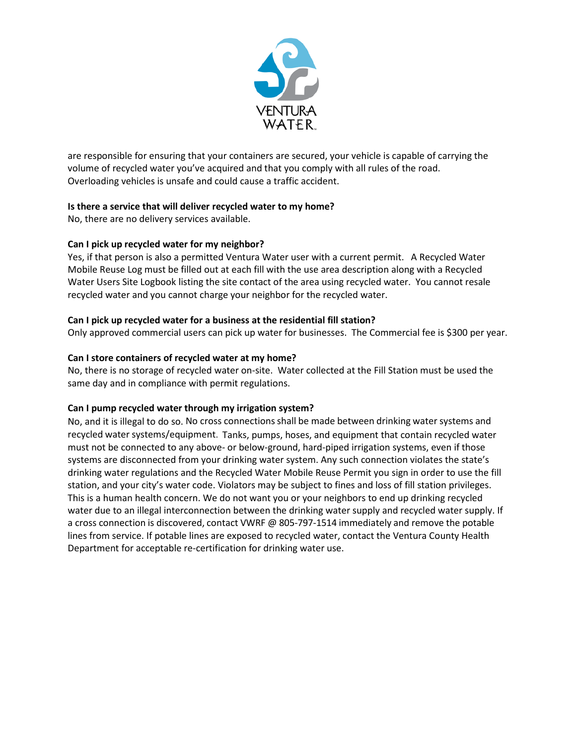are responsible for ensuring that your containers are secured, your vehicle is capable of carrying the volume of recycled water you've acquired and that you comply with all rules of the road. Overloading vehicles is unsafe and could cause a traffic accident.

**Is there a service that will deliver recycled water to my home?**

No, there are no delivery services available.

**Can I pick up recycled water for my neighbor?**

Yes, if that person is also a permitted Ventura Water user with a current permit. A Recycled Water Mobile Reuse Log must be filled out at each fill with the use area description along with a Recycled Water Users Site Logbook listing the site contact of the area using recycled water. You cannot resale recycled water and you cannot charge your neighbor for the recycled water.

**Can I pick up recycled water for a business at the residential fill station?**

Only approved commercial users can pick up water for businesses. The Commercial fee is $300 per year.

**Can I store containers of recycled water at my home?**

No, there is no storage of recycled water on-site. Water collected at the Fill Station must be used the same day and in compliance with permit regulations.

**Can I pump recycled water through my irrigation system?**

No, and it is illegal to do so. No cross connections shall be made between drinking water systems and recycled water systems/equipment. Tanks, pumps, hoses, and equipment that contain recycled water must not be connected to any above- or below-ground, hard-piped irrigation systems, even if those systems are disconnected from your drinking water system. Any such connection violates the state's drinking water regulations and the Recycled Water Mobile Reuse Permit you sign in order to use the fill station, and your city's water code. Violators may be subject to fines and loss of fill station privileges. This is a human health concern. We do not want you or your neighbors to end up drinking recycled water due to an illegal interconnection between the drinking water supply and recycled water supply. If a cross connection is discovered, contact VWRF @ 805-797-1514 immediately and remove the potable lines from service. If potable lines are exposed to recycled water, contact the Ventura County Health Department for acceptable re-certification for drinking water use.